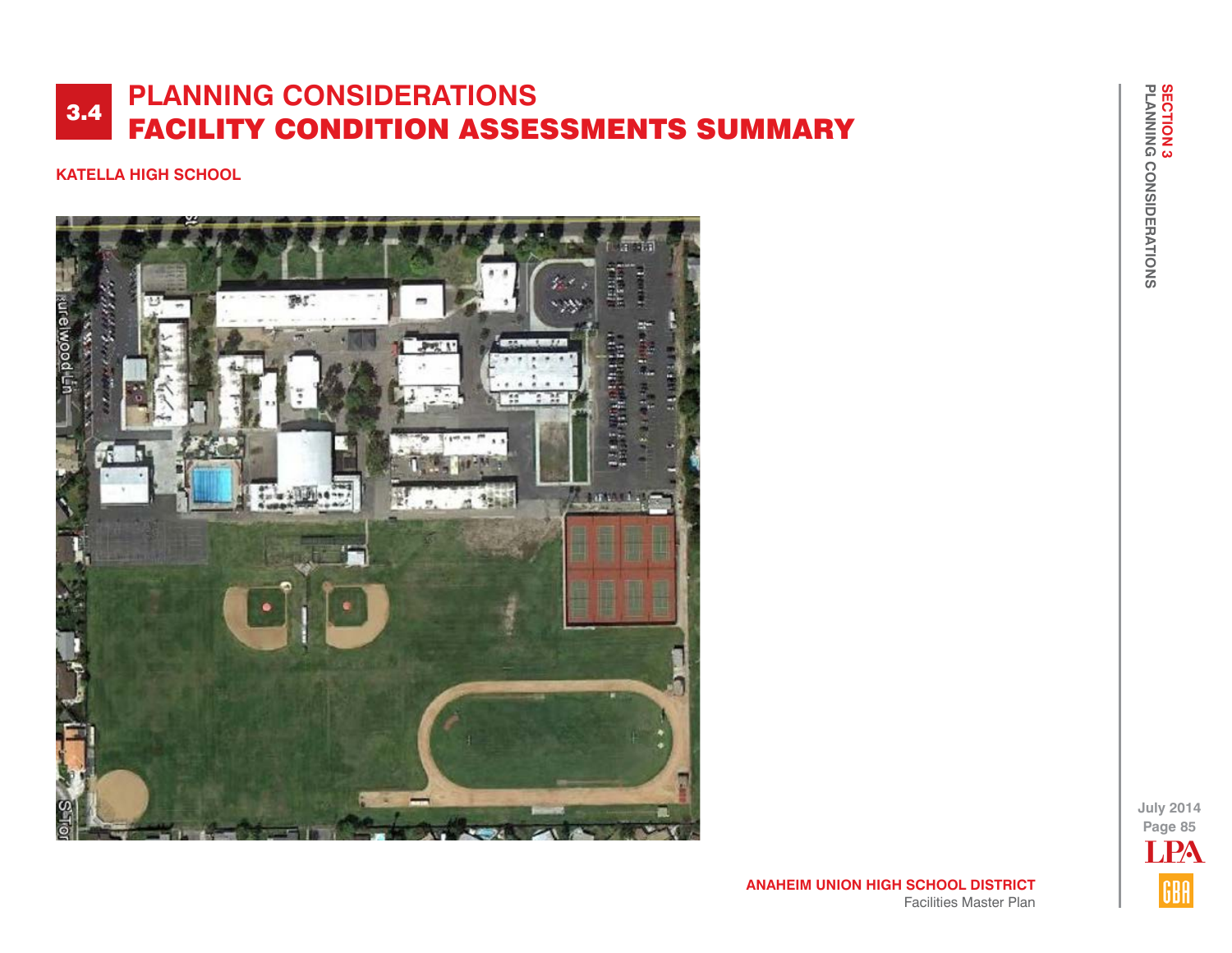# 3.4 PLANNING CONSIDERATIONS
# FACILITY CONDITION ASSESSMENTS SUMMARY

## KATELLA HIGH SCHOOL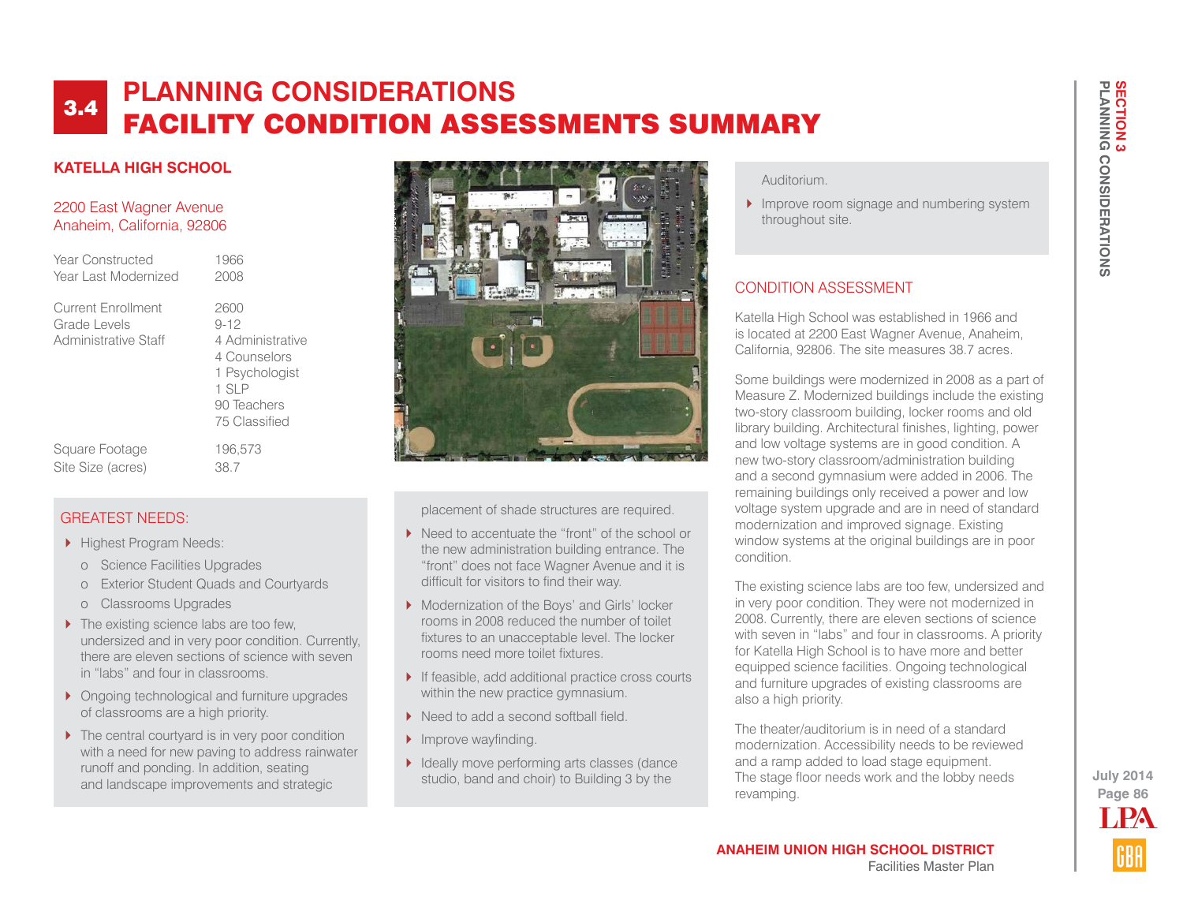# 3.4 PLANNING CONSIDERATIONS
# FACILITY CONDITION ASSESSMENTS SUMMARY

## KATELLA HIGH SCHOOL

2200 East Wagner Avenue
Anaheim, California, 92806

| | |
|---|---|
| Year Constructed | 1966 |
| Year Last Modernized | 2008 |
| Current Enrollment | 2600 |
| Grade Levels | 9-12 |
| Administrative Staff | 4 Administrative<br>4 Counselors<br>1 Psychologist<br>1 SLP<br>90 Teachers<br>75 Classified |
| Square Footage | 196,573 |
| Site Size (acres) | 38.7 |

### GREATEST NEEDS:

- Highest Program Needs:
  - Science Facilities Upgrades
  - Exterior Student Quads and Courtyards
  - Classrooms Upgrades
- The existing science labs are too few, undersized and in very poor condition. Currently, there are eleven sections of science with seven in "labs" and four in classrooms.
- Ongoing technological and furniture upgrades of classrooms are a high priority.
- The central courtyard is in very poor condition with a need for new paving to address rainwater runoff and ponding. In addition, seating and landscape improvements and strategic placement of shade structures are required.
- Need to accentuate the "front" of the school or the new administration building entrance. The "front" does not face Wagner Avenue and it is difficult for visitors to find their way.
- Modernization of the Boys' and Girls' locker rooms in 2008 reduced the number of toilet fixtures to an unacceptable level. The locker rooms need more toilet fixtures.
- If feasible, add additional practice cross courts within the new practice gymnasium.
- Need to add a second softball field.
- Improve wayfinding.
- Ideally move performing arts classes (dance studio, band and choir) to Building 3 by the Auditorium.
- Improve room signage and numbering system throughout site.

### CONDITION ASSESSMENT

Katella High School was established in 1966 and is located at 2200 East Wagner Avenue, Anaheim, California, 92806. The site measures 38.7 acres.

Some buildings were modernized in 2008 as a part of Measure Z. Modernized buildings include the existing two-story classroom building, locker rooms and old library building. Architectural finishes, lighting, power and low voltage systems are in good condition. A new two-story classroom/administration building and a second gymnasium were added in 2006. The remaining buildings only received a power and low voltage system upgrade and are in need of standard modernization and improved signage. Existing window systems at the original buildings are in poor condition.

The existing science labs are too few, undersized and in very poor condition. They were not modernized in 2008. Currently, there are eleven sections of science with seven in "labs" and four in classrooms. A priority for Katella High School is to have more and better equipped science facilities. Ongoing technological and furniture upgrades of existing classrooms are also a high priority.

The theater/auditorium is in need of a standard modernization. Accessibility needs to be reviewed and a ramp added to load stage equipment. The stage floor needs work and the lobby needs revamping.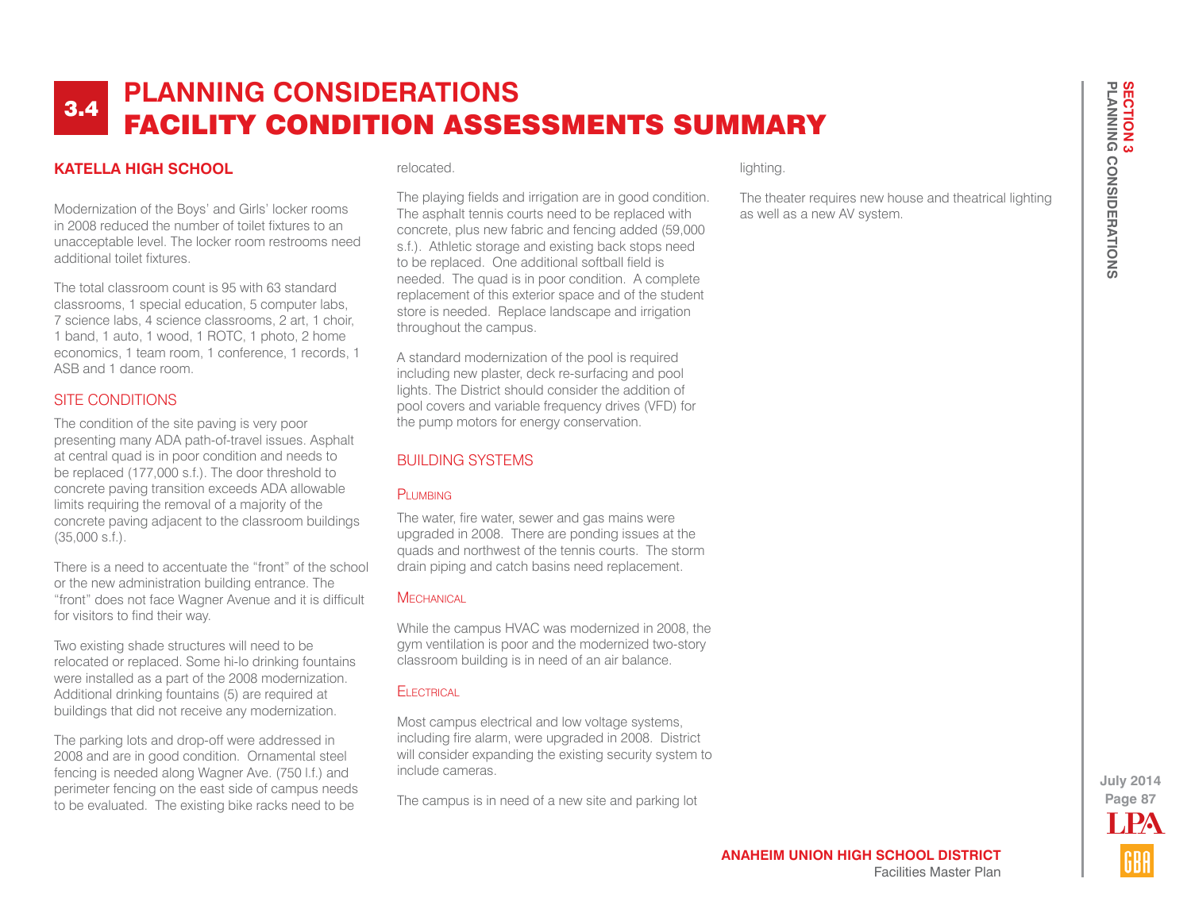# 3.4 PLANNING CONSIDERATIONS
# FACILITY CONDITION ASSESSMENTS SUMMARY

## KATELLA HIGH SCHOOL

Modernization of the Boys' and Girls' locker rooms in 2008 reduced the number of toilet fixtures to an unacceptable level. The locker room restrooms need additional toilet fixtures.

The total classroom count is 95 with 63 standard classrooms, 1 special education, 5 computer labs, 7 science labs, 4 science classrooms, 2 art, 1 choir, 1 band, 1 auto, 1 wood, 1 ROTC, 1 photo, 2 home economics, 1 team room, 1 conference, 1 records, 1 ASB and 1 dance room.

### SITE CONDITIONS

The condition of the site paving is very poor presenting many ADA path-of-travel issues. Asphalt at central quad is in poor condition and needs to be replaced (177,000 s.f.). The door threshold to concrete paving transition exceeds ADA allowable limits requiring the removal of a majority of the concrete paving adjacent to the classroom buildings (35,000 s.f.).

There is a need to accentuate the "front" of the school or the new administration building entrance. The "front" does not face Wagner Avenue and it is difficult for visitors to find their way.

Two existing shade structures will need to be relocated or replaced. Some hi-lo drinking fountains were installed as a part of the 2008 modernization. Additional drinking fountains (5) are required at buildings that did not receive any modernization.

The parking lots and drop-off were addressed in 2008 and are in good condition. Ornamental steel fencing is needed along Wagner Ave. (750 l.f.) and perimeter fencing on the east side of campus needs to be evaluated. The existing bike racks need to be relocated.

The playing fields and irrigation are in good condition. The asphalt tennis courts need to be replaced with concrete, plus new fabric and fencing added (59,000 s.f.). Athletic storage and existing back stops need to be replaced. One additional softball field is needed. The quad is in poor condition. A complete replacement of this exterior space and of the student store is needed. Replace landscape and irrigation throughout the campus.

A standard modernization of the pool is required including new plaster, deck re-surfacing and pool lights. The District should consider the addition of pool covers and variable frequency drives (VFD) for the pump motors for energy conservation.

### BUILDING SYSTEMS

#### Plumbing

The water, fire water, sewer and gas mains were upgraded in 2008. There are ponding issues at the quads and northwest of the tennis courts. The storm drain piping and catch basins need replacement.

#### Mechanical

While the campus HVAC was modernized in 2008, the gym ventilation is poor and the modernized two-story classroom building is in need of an air balance.

#### Electrical

Most campus electrical and low voltage systems, including fire alarm, were upgraded in 2008. District will consider expanding the existing security system to include cameras.

The campus is in need of a new site and parking lot lighting.

The theater requires new house and theatrical lighting as well as a new AV system.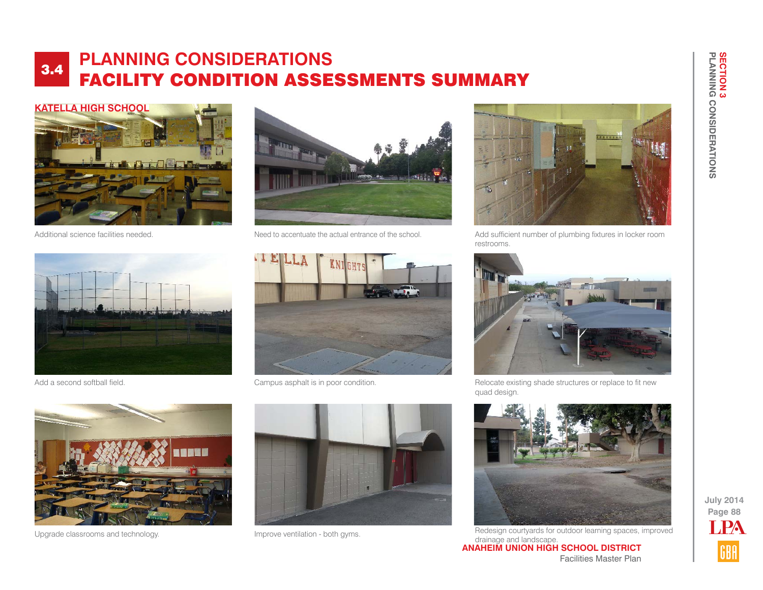# 3.4 PLANNING CONSIDERATIONS
# FACILITY CONDITION ASSESSMENTS SUMMARY

## KATELLA HIGH SCHOOL

Additional science facilities needed.

Need to accentuate the actual entrance of the school.

Add sufficient number of plumbing fixtures in locker room restrooms.

Add a second softball field.

Campus asphalt is in poor condition.

Relocate existing shade structures or replace to fit new quad design.

Upgrade classrooms and technology.

Improve ventilation - both gyms.

Redesign courtyards for outdoor learning spaces, improved drainage and landscape.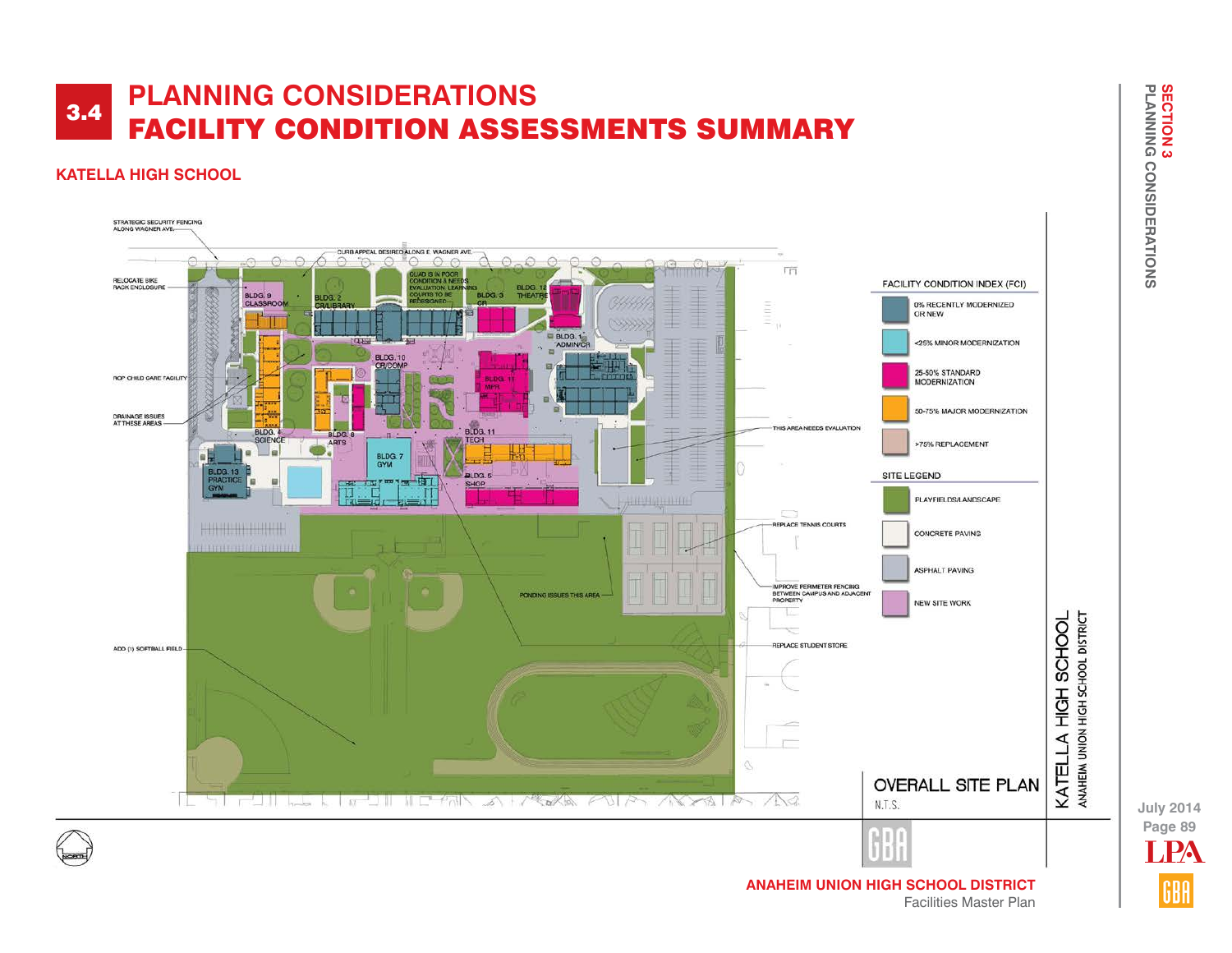# 3.4 PLANNING CONSIDERATIONS
# FACILITY CONDITION ASSESSMENTS SUMMARY

## KATELLA HIGH SCHOOL

STRATEGIC SECURITY FENCING ALONG WAGNER AVE.

CURB APPEAL DESIRED ALONG E. WAGNER AVE.

RELOCATE BIKE RACK ENCLOSURE

QUAD IS IN POOR CONDITION & NEEDS EVALUATION. LEARNING COURTS TO BE REDESIGNED

ROP CHILD CARE FACILITY

DRAINAGE ISSUES AT THESE AREAS

THIS AREA NEEDS EVALUATION

REPLACE TENNIS COURTS

PONDING ISSUES THIS AREA

IMPROVE PERIMETER FENCING BETWEEN CAMPUS AND ADJACENT PROPERTY

REPLACE STUDENT STORE

ADD (1) SOFTBALL FIELD

BLDG. 9 CLASSROOM

BLDG. 2 CR/LIBRARY

BLDG. 3 CR

BLDG. 12 THEATRE

BLDG. 1 ADMIN/CR

BLDG. 10 CR/COMP

BLDG. 11 MPR

BLDG. 4 SCIENCE

BLDG. 8 ARTS

BLDG. 11 TECH

BLDG. 7 GYM

BLDG. 5 SHOP

BLDG. 13 PRACTICE GYM

### FACILITY CONDITION INDEX (FCI)

- 0% RECENTLY MODERNIZED OR NEW
- <25% MINOR MODERNIZATION
- 25-50% STANDARD MODERNIZATION
- 50-75% MAJOR MODERNIZATION
- >75% REPLACEMENT

### SITE LEGEND

- PLAYFIELDS/LANDSCAPE
- CONCRETE PAVING
- ASPHALT PAVING
- NEW SITE WORK

OVERALL SITE PLAN

N.T.S.

KATELLA HIGH SCHOOL

ANAHEIM UNION HIGH SCHOOL DISTRICT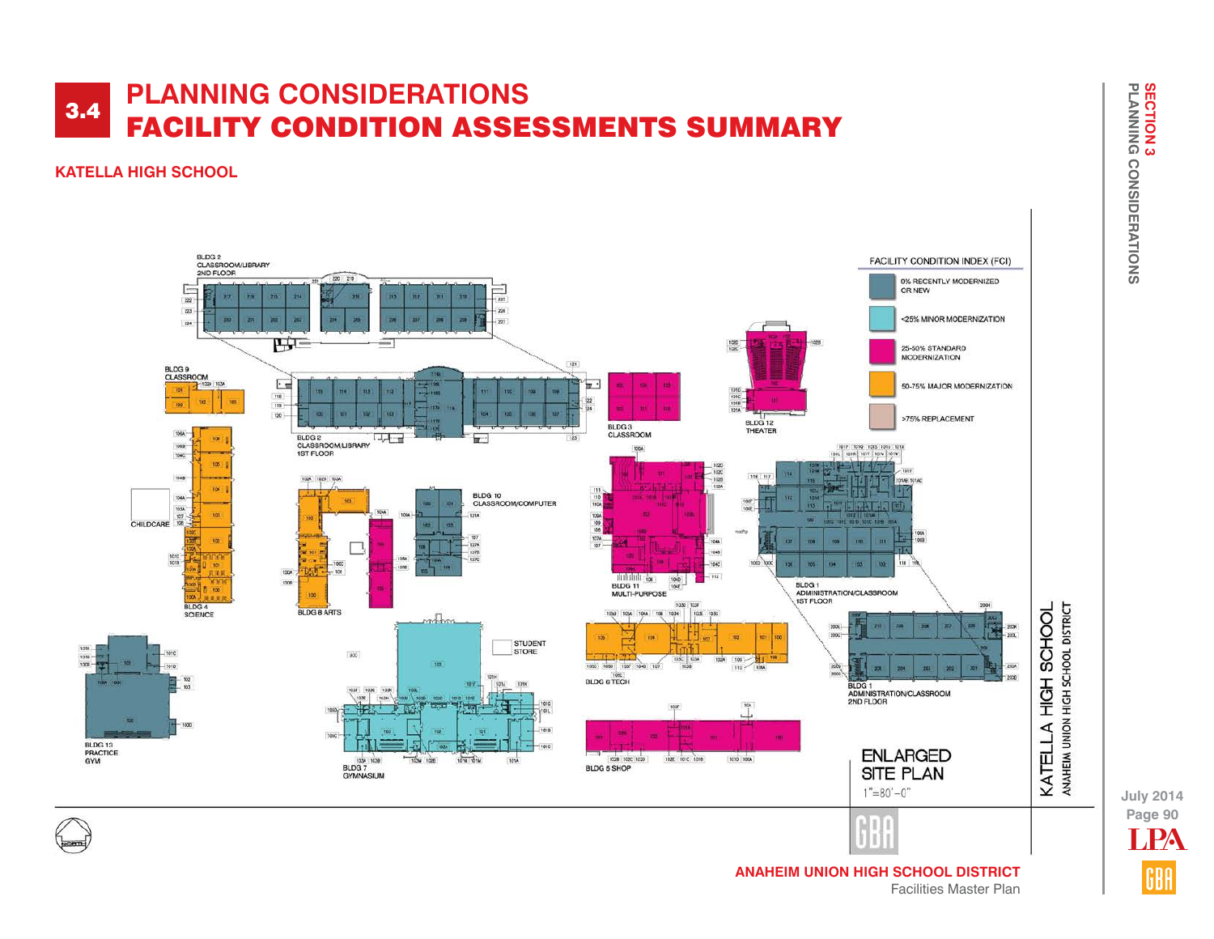# 3.4 PLANNING CONSIDERATIONS
# FACILITY CONDITION ASSESSMENTS SUMMARY

## KATELLA HIGH SCHOOL

FACILITY CONDITION INDEX (FCI)

- 0% RECENTLY MODERNIZED OR NEW
- <25% MINOR MODERNIZATION
- 25-50% STANDARD MODERNIZATION
- 50-75% MAJOR MODERNIZATION
- >75% REPLACEMENT

BLDG 2 CLASSROOM/LIBRARY 2ND FLOOR

BLDG 9 CLASSROOM

BLDG 2 CLASSROOM/LIBRARY 1ST FLOOR

BLDG 3 CLASSROOM

BLDG 12 THEATER

CHILDCARE

BLDG 4 SCIENCE

BLDG 8 ARTS

BLDG 10 CLASSROOM/COMPUTER

BLDG 11 MULTI-PURPOSE

BLDG 1 ADMINISTRATION/CLASSROOM 1ST FLOOR

BLDG 1 ADMINISTRATION/CLASSROOM 2ND FLOOR

STUDENT STORE

BLDG 6 TECH

BLDG 13 PRACTICE GYM

BLDG 7 GYMNASIUM

BLDG 5 SHOP

ENLARGED SITE PLAN

1"=80'-0"

KATELLA HIGH SCHOOL

ANAHEIM UNION HIGH SCHOOL DISTRICT

ANAHEIM UNION HIGH SCHOOL DISTRICT

Facilities Master Plan

July 2014